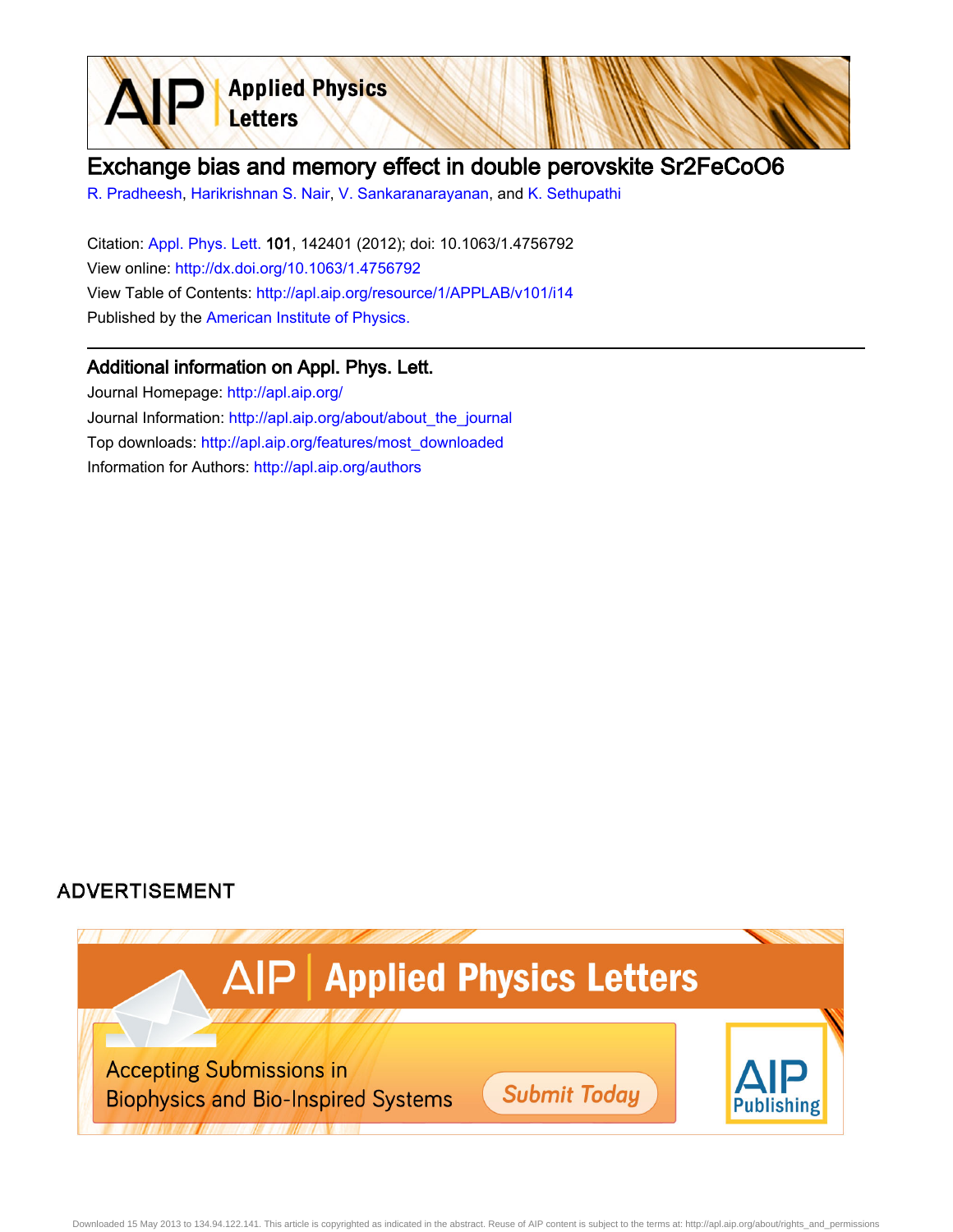# Exchange bias and memory effect in double perovskite $Sr_2FeCoO_6$

R. Pradheesh, Harikrishnan S. Nair, V. Sankaranarayanan, and K. Sethupathi

Citation: Appl. Phys. Lett. **101**, 142401 (2012); doi: 10.1063/1.4756792

View online: http://dx.doi.org/10.1063/1.4756792

View Table of Contents: http://apl.aip.org/resource/1/APPLAB/v101/i14

Published by the American Institute of Physics.

## Additional information on Appl. Phys. Lett.

Journal Homepage: http://apl.aip.org/

Journal Information: http://apl.aip.org/about/about_the_journal

Top downloads: http://apl.aip.org/features/most_downloaded

Information for Authors: http://apl.aip.org/authors

## ADVERTISEMENT

AIP | Applied Physics Letters

Accepting Submissions in Biophysics and Bio-Inspired Systems

Submit Today

AIP Publishing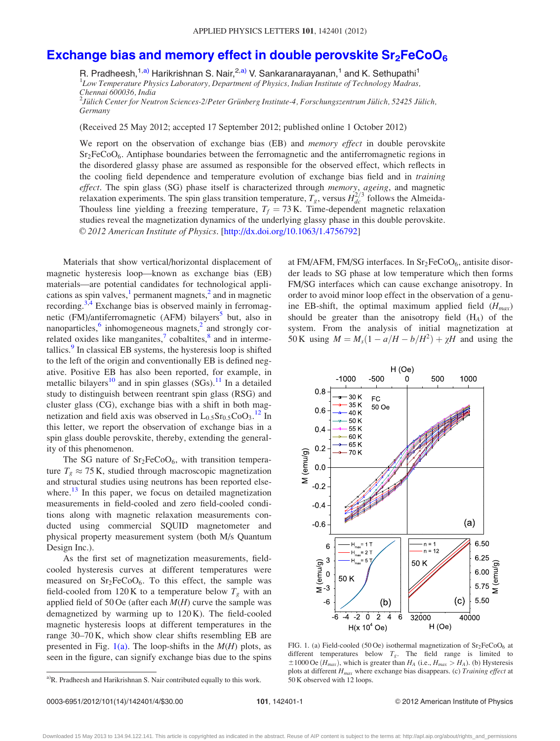# Exchange bias and memory effect in double perovskite $Sr_2FeCoO_6$

R. Pradheesh,[1,a)] Harikrishnan S. Nair,[2,a)] V. Sankaranarayanan,[1] and K. Sethupathi[1]

[1]*Low Temperature Physics Laboratory, Department of Physics, Indian Institute of Technology Madras, Chennai 600036, India*

[2]*Jülich Center for Neutron Sciences-2/Peter Grünberg Institute-4, Forschungszentrum Jülich, 52425 Jülich, Germany*

(Received 25 May 2012; accepted 17 September 2012; published online 1 October 2012)

We report on the observation of exchange bias (EB) and *memory effect* in double perovskite $Sr_2FeCoO_6$. Antiphase boundaries between the ferromagnetic and the antiferromagnetic regions in the disordered glassy phase are assumed as responsible for the observed effect, which reflects in the cooling field dependence and temperature evolution of exchange bias field and in *training effect*. The spin glass (SG) phase itself is characterized through *memory*, *ageing*, and magnetic relaxation experiments. The spin glass transition temperature, $T_g$, versus $H_{dc}^{2/3}$ follows the Almeida-Thouless line yielding a freezing temperature, $T_f = 73$ K. Time-dependent magnetic relaxation studies reveal the magnetization dynamics of the underlying glassy phase in this double perovskite. © *2012 American Institute of Physics*. [http://dx.doi.org/10.1063/1.4756792]

Materials that show vertical/horizontal displacement of magnetic hysteresis loop—known as exchange bias (EB) materials—are potential candidates for technological applications as spin valves,[1] permanent magnets,[2] and in magnetic recording.[3,4] Exchange bias is observed mainly in ferromagnetic (FM)/antiferromagnetic (AFM) bilayers[5] but, also in nanoparticles,[6] inhomogeneous magnets,[2] and strongly correlated oxides like manganites,[7] cobaltites,[8] and in intermetallics.[9] In classical EB systems, the hysteresis loop is shifted to the left of the origin and conventionally EB is defined negative. Positive EB has also been reported, for example, in metallic bilayers[10] and in spin glasses (SGs).[11] In a detailed study to distinguish between reentrant spin glass (RSG) and cluster glass (CG), exchange bias with a shift in both magnetization and field axis was observed in $L_{0.5}Sr_{0.5}CoO_3$.[12] In this letter, we report the observation of exchange bias in a spin glass double perovskite, thereby, extending the generality of this phenomenon.

The SG nature of $Sr_2FeCoO_6$, with transition temperature $T_g \approx 75$ K, studied through macroscopic magnetization and structural studies using neutrons has been reported elsewhere.[13] In this paper, we focus on detailed magnetization measurements in field-cooled and zero field-cooled conditions along with magnetic relaxation measurements conducted using commercial SQUID magnetometer and physical property measurement system (both M/s Quantum Design Inc.).

As the first set of magnetization measurements, field-cooled hysteresis curves at different temperatures were measured on $Sr_2FeCoO_6$. To this effect, the sample was field-cooled from 120 K to a temperature below $T_g$ with an applied field of 50 Oe (after each $M(H)$ curve the sample was demagnetized by warming up to 120 K). The field-cooled magnetic hysteresis loops at different temperatures in the range 30–70 K, which show clear shifts resembling EB are presented in Fig. 1(a). The loop-shifts in the $M(H)$ plots, as seen in the figure, can signify exchange bias due to the spins at FM/AFM, FM/SG interfaces. In $Sr_2FeCoO_6$, antisite disorder leads to SG phase at low temperature which then forms FM/SG interfaces which can cause exchange anisotropy. In order to avoid minor loop effect in the observation of a genuine EB-shift, the optimal maximum applied field ($H_{max}$) should be greater than the anisotropy field ($H_A$) of the system. From the analysis of initial magnetization at 50 K using $M = M_s(1 - a/H - b/H^2) + \chi H$ and using the

FIG. 1. (a) Field-cooled (50 Oe) isothermal magnetization of $Sr_2FeCoO_6$ at different temperatures below $T_g$. The field range is limited to $\pm 1000$ Oe ($H_{max}$), which is greater than $H_A$ (i.e., $H_{max} > H_A$). (b) Hysteresis plots at different $H_{max}$ where exchange bias disappears. (c) *Training effect* at 50 K observed with 12 loops.

a)R. Pradheesh and Harikrishnan S. Nair contributed equally to this work.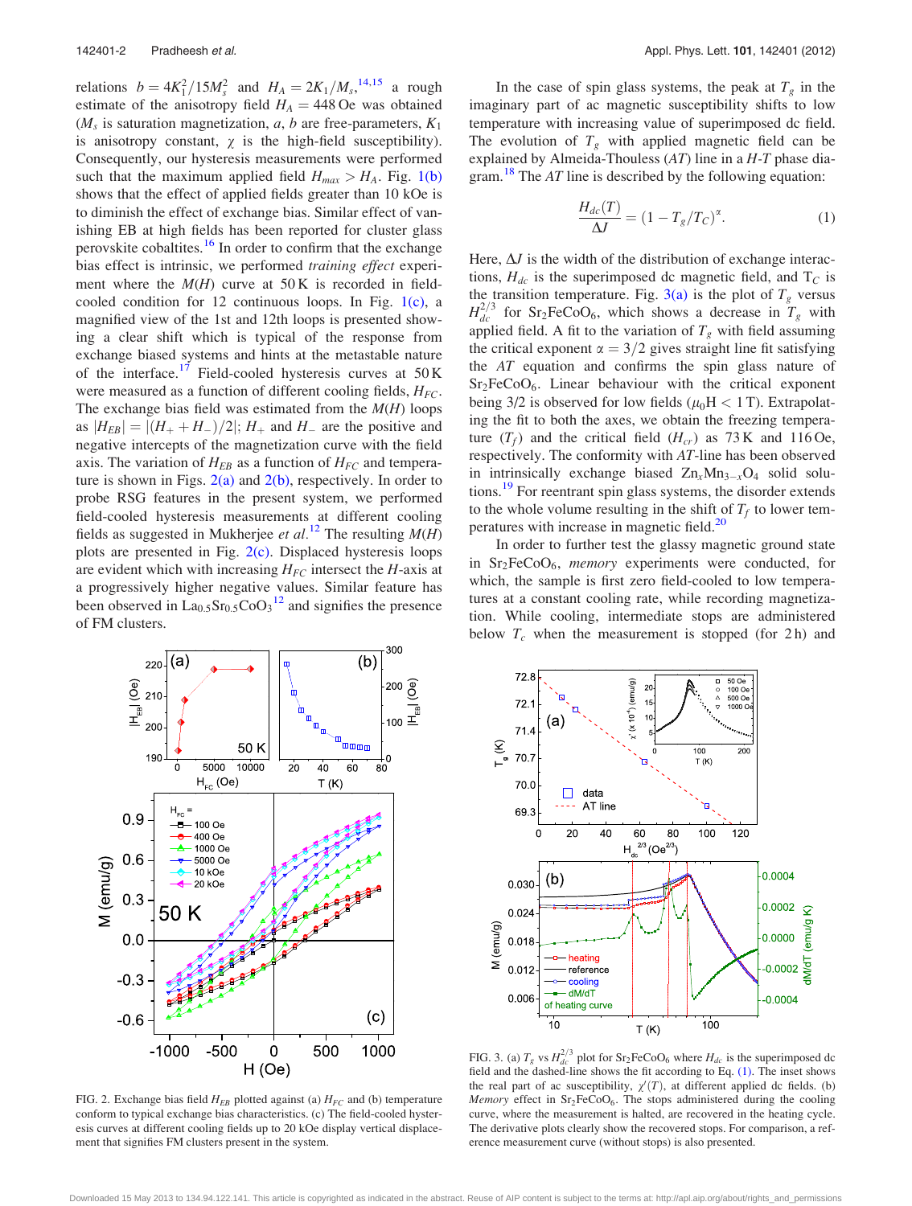relations $b = 4K_1^2/15M_s^2$ and $H_A = 2K_1/M_s$,[14,15] a rough estimate of the anisotropy field $H_A = 448$ Oe was obtained ($M_s$ is saturation magnetization, $a$, $b$ are free-parameters, $K_1$ is anisotropy constant, $\chi$ is the high-field susceptibility). Consequently, our hysteresis measurements were performed such that the maximum applied field $H_{max} > H_A$. Fig. 1(b) shows that the effect of applied fields greater than 10 kOe is to diminish the effect of exchange bias. Similar effect of vanishing EB at high fields has been reported for cluster glass perovskite cobaltites.[16] In order to confirm that the exchange bias effect is intrinsic, we performed *training effect* experiment where the $M(H)$ curve at 50 K is recorded in field-cooled condition for 12 continuous loops. In Fig. 1(c), a magnified view of the 1st and 12th loops is presented showing a clear shift which is typical of the response from exchange biased systems and hints at the metastable nature of the interface.[17] Field-cooled hysteresis curves at 50 K were measured as a function of different cooling fields, $H_{FC}$. The exchange bias field was estimated from the $M(H)$ loops as $|H_{EB}| = |(H_+ + H_-)/2|$; $H_+$ and $H_-$ are the positive and negative intercepts of the magnetization curve with the field axis. The variation of $H_{EB}$ as a function of $H_{FC}$ and temperature is shown in Figs. 2(a) and 2(b), respectively. In order to probe RSG features in the present system, we performed field-cooled hysteresis measurements at different cooling fields as suggested in Mukherjee *et al.*[12] The resulting $M(H)$ plots are presented in Fig. 2(c). Displaced hysteresis loops are evident which with increasing $H_{FC}$ intersect the $H$-axis at a progressively higher negative values. Similar feature has been observed in $La_{0.5}Sr_{0.5}CoO_3$[12] and signifies the presence of FM clusters.

FIG. 2. Exchange bias field $H_{EB}$ plotted against (a) $H_{FC}$ and (b) temperature conform to typical exchange bias characteristics. (c) The field-cooled hysteresis curves at different cooling fields up to 20 kOe display vertical displacement that signifies FM clusters present in the system.

In the case of spin glass systems, the peak at $T_g$ in the imaginary part of ac magnetic susceptibility shifts to low temperature with increasing value of superimposed dc field. The evolution of $T_g$ with applied magnetic field can be explained by Almeida-Thouless (*AT*) line in a *H-T* phase diagram.[18] The *AT* line is described by the following equation:

$$\frac{H_{dc}(T)}{\Delta J} = (1 - T_g/T_C)^{\alpha}. \tag{1}$$

Here, $\Delta J$ is the width of the distribution of exchange interactions, $H_{dc}$ is the superimposed dc magnetic field, and $T_C$ is the transition temperature. Fig. 3(a) is the plot of $T_g$ versus $H_{dc}^{2/3}$ for $Sr_2FeCoO_6$, which shows a decrease in $T_g$ with applied field. A fit to the variation of $T_g$ with field assuming the critical exponent $\alpha = 3/2$ gives straight line fit satisfying the *AT* equation and confirms the spin glass nature of $Sr_2FeCoO_6$. Linear behaviour with the critical exponent being 3/2 is observed for low fields ($\mu_0 H < 1$ T). Extrapolating the fit to both the axes, we obtain the freezing temperature ($T_f$) and the critical field ($H_{cr}$) as 73 K and 116 Oe, respectively. The conformity with *AT*-line has been observed in intrinsically exchange biased $Zn_xMn_{3-x}O_4$ solid solutions.[19] For reentrant spin glass systems, the disorder extends to the whole volume resulting in the shift of $T_f$ to lower temperatures with increase in magnetic field.[20]

In order to further test the glassy magnetic ground state in $Sr_2FeCoO_6$, *memory* experiments were conducted, for which, the sample is first zero field-cooled to low temperatures at a constant cooling rate, while recording magnetization. While cooling, intermediate stops are administered below $T_c$ when the measurement is stopped (for 2 h) and

FIG. 3. (a) $T_g$ vs $H_{dc}^{2/3}$ plot for $Sr_2FeCoO_6$ where $H_{dc}$ is the superimposed dc field and the dashed-line shows the fit according to Eq. (1). The inset shows the real part of ac susceptibility, $\chi'(T)$, at different applied dc fields. (b) *Memory* effect in $Sr_2FeCoO_6$. The stops administered during the cooling curve, where the measurement is halted, are recovered in the heating cycle. The derivative plots clearly show the recovered stops. For comparison, a reference measurement curve (without stops) is also presented.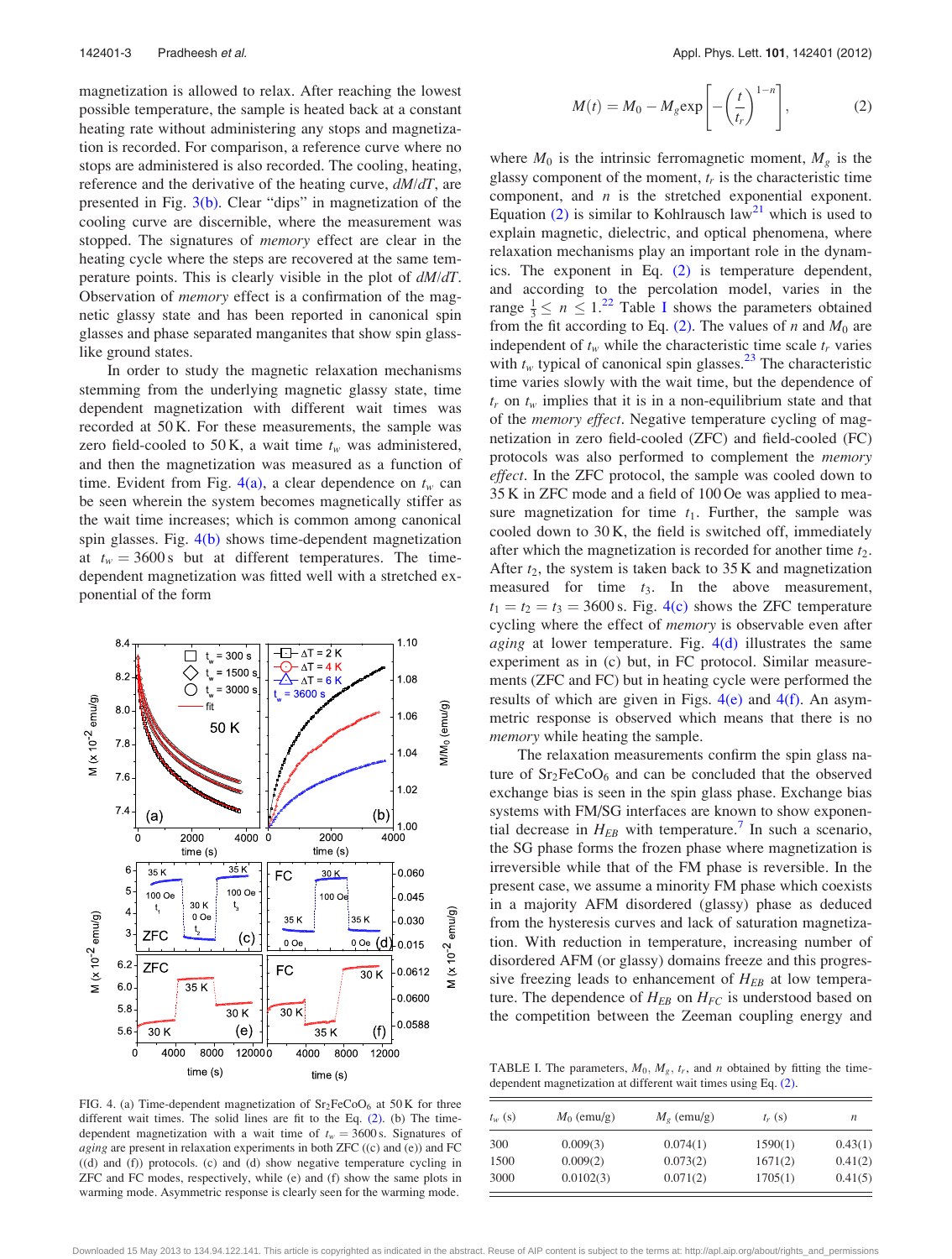magnetization is allowed to relax. After reaching the lowest possible temperature, the sample is heated back at a constant heating rate without administering any stops and magnetization is recorded. For comparison, a reference curve where no stops are administered is also recorded. The cooling, heating, reference and the derivative of the heating curve, $dM/dT$, are presented in Fig. 3(b). Clear "dips" in magnetization of the cooling curve are discernible, where the measurement was stopped. The signatures of *memory* effect are clear in the heating cycle where the steps are recovered at the same temperature points. This is clearly visible in the plot of $dM/dT$. Observation of *memory* effect is a confirmation of the magnetic glassy state and has been reported in canonical spin glasses and phase separated manganites that show spin glass-like ground states.

In order to study the magnetic relaxation mechanisms stemming from the underlying magnetic glassy state, time dependent magnetization with different wait times was recorded at 50 K. For these measurements, the sample was zero field-cooled to 50 K, a wait time $t_w$ was administered, and then the magnetization was measured as a function of time. Evident from Fig. 4(a), a clear dependence on $t_w$ can be seen wherein the system becomes magnetically stiffer as the wait time increases; which is common among canonical spin glasses. Fig. 4(b) shows time-dependent magnetization at $t_w = 3600$ s but at different temperatures. The time-dependent magnetization was fitted well with a stretched exponential of the form

FIG. 4. (a) Time-dependent magnetization of $Sr_2FeCoO_6$ at 50 K for three different wait times. The solid lines are fit to the Eq. (2). (b) The time-dependent magnetization with a wait time of $t_w = 3600$ s. Signatures of *aging* are present in relaxation experiments in both ZFC ((c) and (e)) and FC ((d) and (f)) protocols. (c) and (d) show negative temperature cycling in ZFC and FC modes, respectively, while (e) and (f) show the same plots in warming mode. Asymmetric response is clearly seen for the warming mode.

$$M(t) = M_0 - M_g \exp\left[-\left(\frac{t}{t_r}\right)^{1-n}\right], \tag{2}$$

where $M_0$ is the intrinsic ferromagnetic moment, $M_g$ is the glassy component of the moment, $t_r$ is the characteristic time component, and $n$ is the stretched exponential exponent. Equation (2) is similar to Kohlrausch law[21] which is used to explain magnetic, dielectric, and optical phenomena, where relaxation mechanisms play an important role in the dynamics. The exponent in Eq. (2) is temperature dependent, and according to the percolation model, varies in the range $\frac{1}{3} \leq n \leq 1$.[22] Table I shows the parameters obtained from the fit according to Eq. (2). The values of $n$ and $M_0$ are independent of $t_w$ while the characteristic time scale $t_r$ varies with $t_w$ typical of canonical spin glasses.[23] The characteristic time varies slowly with the wait time, but the dependence of $t_r$ on $t_w$ implies that it is in a non-equilibrium state and that of the *memory effect*. Negative temperature cycling of magnetization in zero field-cooled (ZFC) and field-cooled (FC) protocols was also performed to complement the *memory effect*. In the ZFC protocol, the sample was cooled down to 35 K in ZFC mode and a field of 100 Oe was applied to measure magnetization for time $t_1$. Further, the sample was cooled down to 30 K, the field is switched off, immediately after which the magnetization is recorded for another time $t_2$. After $t_2$, the system is taken back to 35 K and magnetization measured for time $t_3$. In the above measurement, $t_1 = t_2 = t_3 = 3600$ s. Fig. 4(c) shows the ZFC temperature cycling where the effect of *memory* is observable even after *aging* at lower temperature. Fig. 4(d) illustrates the same experiment as in (c) but, in FC protocol. Similar measurements (ZFC and FC) but in heating cycle were performed the results of which are given in Figs. 4(e) and 4(f). An asymmetric response is observed which means that there is no *memory* while heating the sample.

The relaxation measurements confirm the spin glass nature of $Sr_2FeCoO_6$ and can be concluded that the observed exchange bias is seen in the spin glass phase. Exchange bias systems with FM/SG interfaces are known to show exponential decrease in $H_{EB}$ with temperature.[7] In such a scenario, the SG phase forms the frozen phase where magnetization is irreversible while that of the FM phase is reversible. In the present case, we assume a minority FM phase which coexists in a majority AFM disordered (glassy) phase as deduced from the hysteresis curves and lack of saturation magnetization. With reduction in temperature, increasing number of disordered AFM (or glassy) domains freeze and this progressive freezing leads to enhancement of $H_{EB}$ at low temperature. The dependence of $H_{EB}$ on $H_{FC}$ is understood based on the competition between the Zeeman coupling energy and

TABLE I. The parameters, $M_0$, $M_g$, $t_r$, and $n$ obtained by fitting the time-dependent magnetization at different wait times using Eq. (2).

| $t_w$ (s) | $M_0$ (emu/g) | $M_g$ (emu/g) | $t_r$ (s) | $n$ |
|---|---|---|---|---|
| 300 | 0.009(3) | 0.074(1) | 1590(1) | 0.43(1) |
| 1500 | 0.009(2) | 0.073(2) | 1671(2) | 0.41(2) |
| 3000 | 0.0102(3) | 0.071(2) | 1705(1) | 0.41(5) |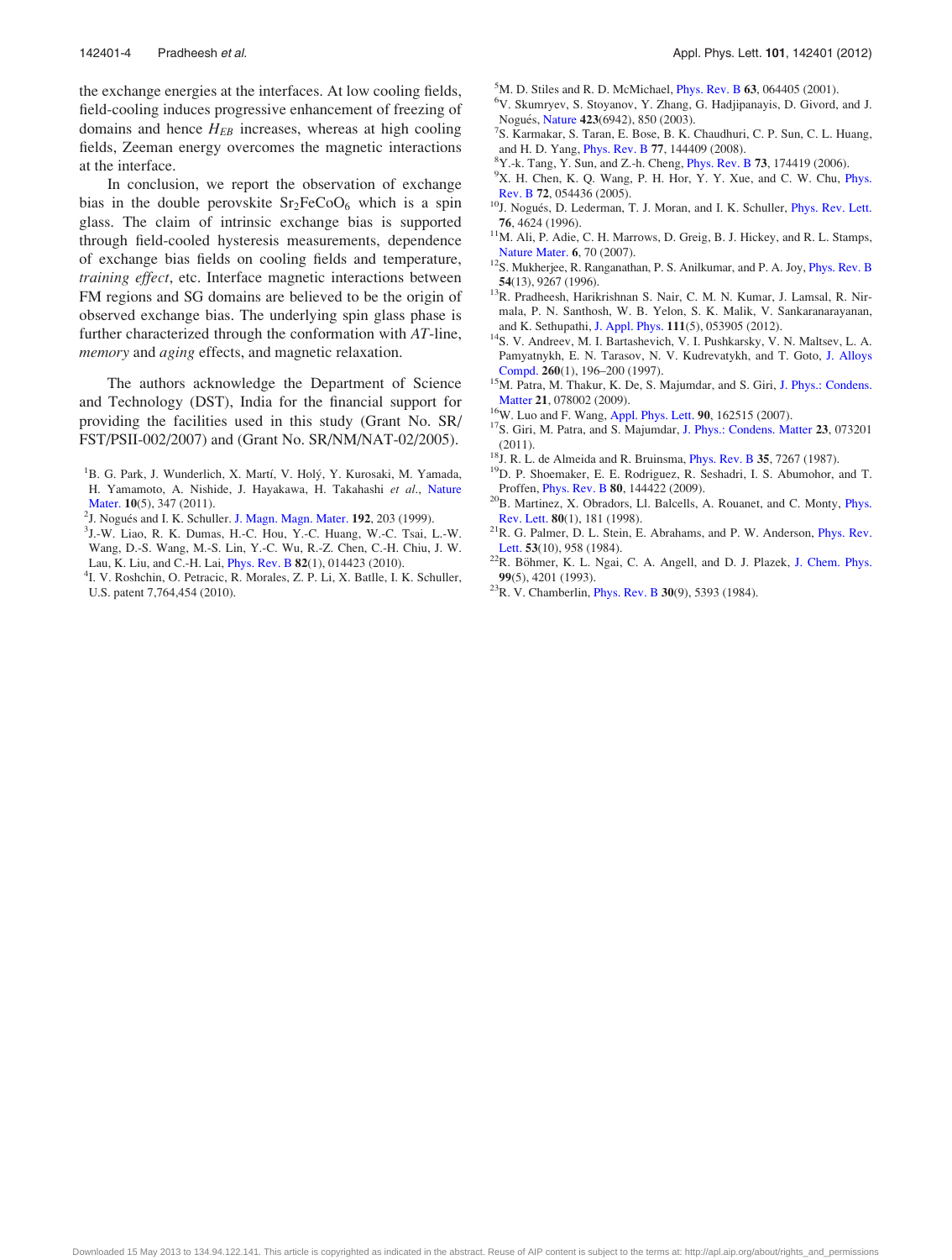the exchange energies at the interfaces. At low cooling fields, field-cooling induces progressive enhancement of freezing of domains and hence $H_{EB}$ increases, whereas at high cooling fields, Zeeman energy overcomes the magnetic interactions at the interface.

In conclusion, we report the observation of exchange bias in the double perovskite $Sr_2FeCoO_6$ which is a spin glass. The claim of intrinsic exchange bias is supported through field-cooled hysteresis measurements, dependence of exchange bias fields on cooling fields and temperature, *training effect*, etc. Interface magnetic interactions between FM regions and SG domains are believed to be the origin of observed exchange bias. The underlying spin glass phase is further characterized through the conformation with *AT*-line, *memory* and *aging* effects, and magnetic relaxation.

The authors acknowledge the Department of Science and Technology (DST), India for the financial support for providing the facilities used in this study (Grant No. SR/FST/PSII-002/2007) and (Grant No. SR/NM/NAT-02/2005).

[1] B. G. Park, J. Wunderlich, X. Martí, V. Holý, Y. Kurosaki, M. Yamada, H. Yamamoto, A. Nishide, J. Hayakawa, H. Takahashi *et al.*, Nature Mater. **10**(5), 347 (2011).
[2] J. Nogués and I. K. Schuller. J. Magn. Magn. Mater. **192**, 203 (1999).
[3] J.-W. Liao, R. K. Dumas, H.-C. Hou, Y.-C. Huang, W.-C. Tsai, L.-W. Wang, D.-S. Wang, M.-S. Lin, Y.-C. Wu, R.-Z. Chen, C.-H. Chiu, J. W. Lau, K. Liu, and C.-H. Lai, Phys. Rev. B **82**(1), 014423 (2010).
[4] I. V. Roshchin, O. Petracic, R. Morales, Z. P. Li, X. Batlle, I. K. Schuller, U.S. patent 7,764,454 (2010).
[5] M. D. Stiles and R. D. McMichael, Phys. Rev. B **63**, 064405 (2001).
[6] V. Skumryev, S. Stoyanov, Y. Zhang, G. Hadjipanayis, D. Givord, and J. Nogués, Nature **423**(6942), 850 (2003).
[7] S. Karmakar, S. Taran, E. Bose, B. K. Chaudhuri, C. P. Sun, C. L. Huang, and H. D. Yang, Phys. Rev. B **77**, 144409 (2008).
[8] Y.-k. Tang, Y. Sun, and Z.-h. Cheng, Phys. Rev. B **73**, 174419 (2006).
[9] X. H. Chen, K. Q. Wang, P. H. Hor, Y. Y. Xue, and C. W. Chu, Phys. Rev. B **72**, 054436 (2005).
[10] J. Nogués, D. Lederman, T. J. Moran, and I. K. Schuller, Phys. Rev. Lett. **76**, 4624 (1996).
[11] M. Ali, P. Adie, C. H. Marrows, D. Greig, B. J. Hickey, and R. L. Stamps, Nature Mater. **6**, 70 (2007).
[12] S. Mukherjee, R. Ranganathan, P. S. Anilkumar, and P. A. Joy, Phys. Rev. B **54**(13), 9267 (1996).
[13] R. Pradheesh, Harikrishnan S. Nair, C. M. N. Kumar, J. Lamsal, R. Nirmala, P. N. Santhosh, W. B. Yelon, S. K. Malik, V. Sankaranarayanan, and K. Sethupathi, J. Appl. Phys. **111**(5), 053905 (2012).
[14] S. V. Andreev, M. I. Bartashevich, V. I. Pushkarsky, V. N. Maltsev, L. A. Pamyatnykh, E. N. Tarasov, N. V. Kudrevatykh, and T. Goto, J. Alloys Compd. **260**(1), 196–200 (1997).
[15] M. Patra, M. Thakur, K. De, S. Majumdar, and S. Giri, J. Phys.: Condens. Matter **21**, 078002 (2009).
[16] W. Luo and F. Wang, Appl. Phys. Lett. **90**, 162515 (2007).
[17] S. Giri, M. Patra, and S. Majumdar, J. Phys.: Condens. Matter **23**, 073201 (2011).
[18] J. R. L. de Almeida and R. Bruinsma, Phys. Rev. B **35**, 7267 (1987).
[19] D. P. Shoemaker, E. E. Rodriguez, R. Seshadri, I. S. Abumohor, and T. Proffen, Phys. Rev. B **80**, 144422 (2009).
[20] B. Martinez, X. Obradors, Ll. Balcells, A. Rouanet, and C. Monty, Phys. Rev. Lett. **80**(1), 181 (1998).
[21] R. G. Palmer, D. L. Stein, E. Abrahams, and P. W. Anderson, Phys. Rev. Lett. **53**(10), 958 (1984).
[22] R. Böhmer, K. L. Ngai, C. A. Angell, and D. J. Plazek, J. Chem. Phys. **99**(5), 4201 (1993).
[23] R. V. Chamberlin, Phys. Rev. B **30**(9), 5393 (1984).